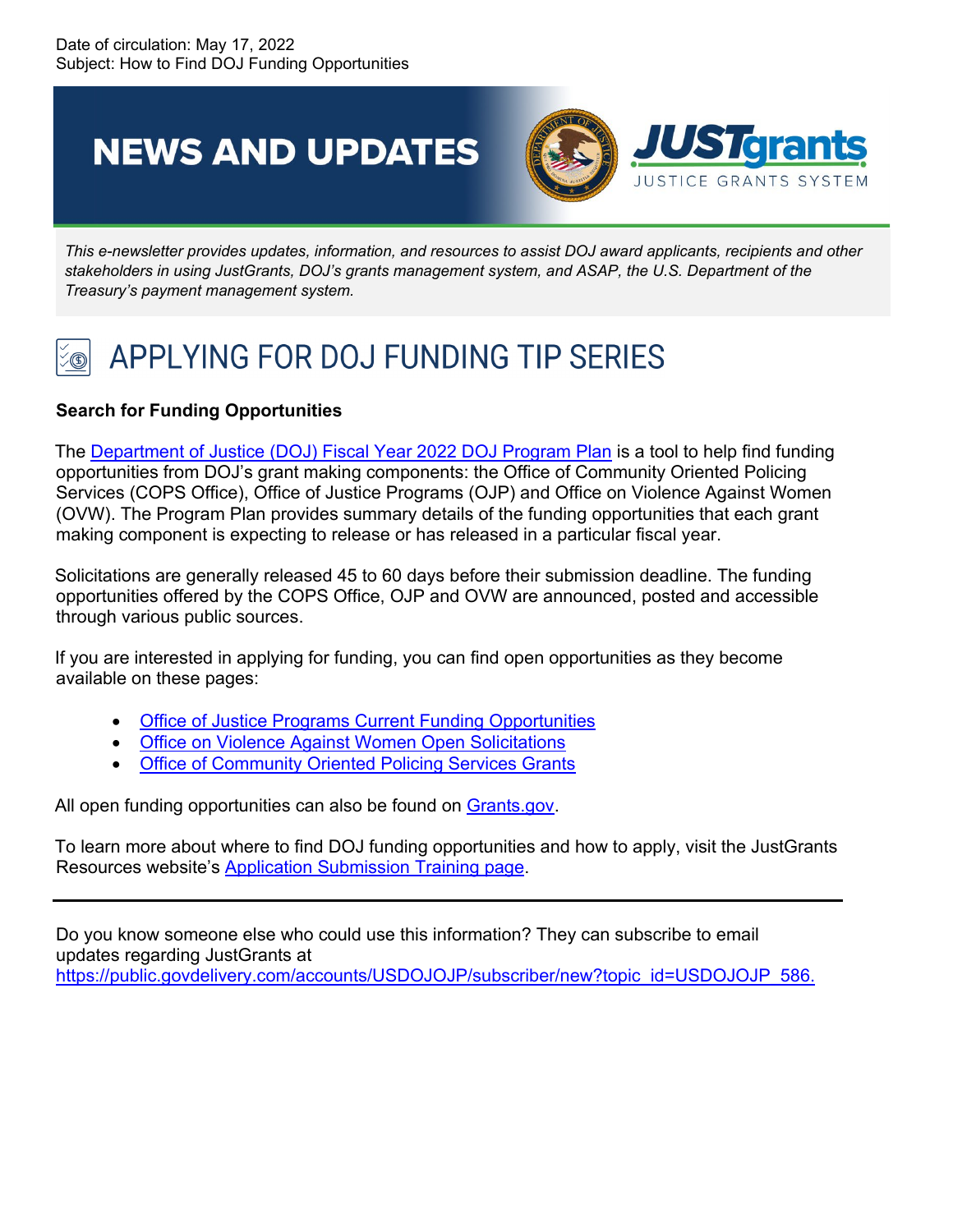Date of circulation: May 17, 2022
Subject: How to Find DOJ Funding Opportunities

# NEWS AND UPDATES

JUSTgrants
JUSTICE GRANTS SYSTEM

*This e-newsletter provides updates, information, and resources to assist DOJ award applicants, recipients and other stakeholders in using JustGrants, DOJ's grants management system, and ASAP, the U.S. Department of the Treasury's payment management system.*

## APPLYING FOR DOJ FUNDING TIP SERIES

**Search for Funding Opportunities**

The Department of Justice (DOJ) Fiscal Year 2022 DOJ Program Plan is a tool to help find funding opportunities from DOJ's grant making components: the Office of Community Oriented Policing Services (COPS Office), Office of Justice Programs (OJP) and Office on Violence Against Women (OVW). The Program Plan provides summary details of the funding opportunities that each grant making component is expecting to release or has released in a particular fiscal year.

Solicitations are generally released 45 to 60 days before their submission deadline. The funding opportunities offered by the COPS Office, OJP and OVW are announced, posted and accessible through various public sources.

If you are interested in applying for funding, you can find open opportunities as they become available on these pages:

- Office of Justice Programs Current Funding Opportunities
- Office on Violence Against Women Open Solicitations
- Office of Community Oriented Policing Services Grants

All open funding opportunities can also be found on Grants.gov.

To learn more about where to find DOJ funding opportunities and how to apply, visit the JustGrants Resources website's Application Submission Training page.

---

Do you know someone else who could use this information? They can subscribe to email updates regarding JustGrants at https://public.govdelivery.com/accounts/USDOJOJP/subscriber/new?topic_id=USDOJOJP_586.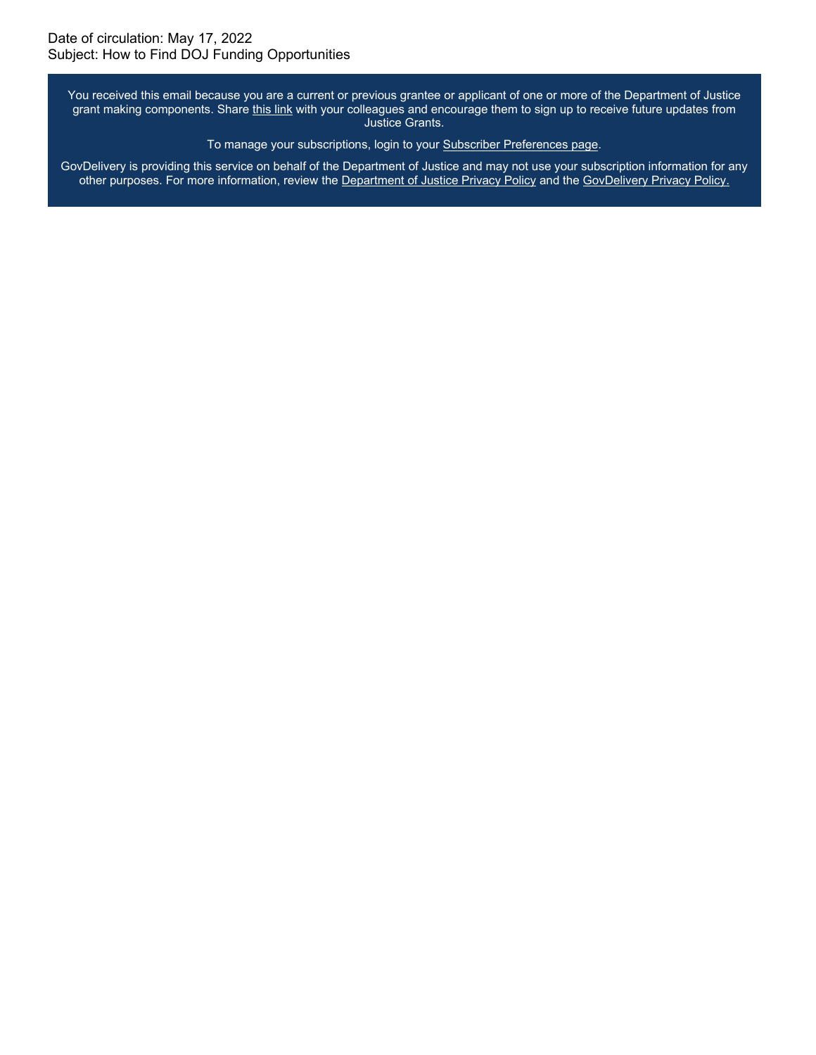Date of circulation: May 17, 2022
Subject: How to Find DOJ Funding Opportunities

You received this email because you are a current or previous grantee or applicant of one or more of the Department of Justice grant making components. Share this link with your colleagues and encourage them to sign up to receive future updates from Justice Grants.

To manage your subscriptions, login to your Subscriber Preferences page.

GovDelivery is providing this service on behalf of the Department of Justice and may not use your subscription information for any other purposes. For more information, review the Department of Justice Privacy Policy and the GovDelivery Privacy Policy.